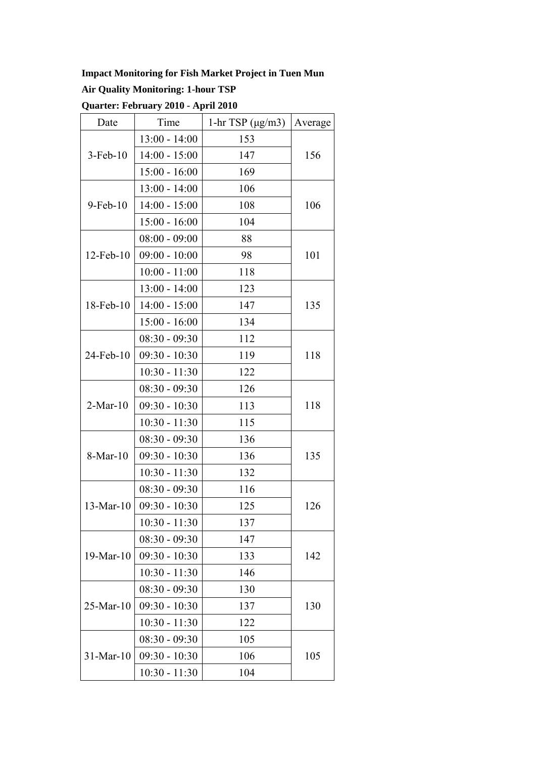**Impact Monitoring for Fish Market Project in Tuen Mun**

**Air Quality Monitoring: 1-hour TSP**

**Quarter: February 2010 - April 2010**

| Date | Time | 1-hr TSP (μg/m3) | Average |
|---|---|---|---|
| 3-Feb-10 | 13:00 - 14:00 | 153 | 156 |
| | 14:00 - 15:00 | 147 | |
| | 15:00 - 16:00 | 169 | |
| 9-Feb-10 | 13:00 - 14:00 | 106 | 106 |
| | 14:00 - 15:00 | 108 | |
| | 15:00 - 16:00 | 104 | |
| 12-Feb-10 | 08:00 - 09:00 | 88 | 101 |
| | 09:00 - 10:00 | 98 | |
| | 10:00 - 11:00 | 118 | |
| 18-Feb-10 | 13:00 - 14:00 | 123 | 135 |
| | 14:00 - 15:00 | 147 | |
| | 15:00 - 16:00 | 134 | |
| 24-Feb-10 | 08:30 - 09:30 | 112 | 118 |
| | 09:30 - 10:30 | 119 | |
| | 10:30 - 11:30 | 122 | |
| 2-Mar-10 | 08:30 - 09:30 | 126 | 118 |
| | 09:30 - 10:30 | 113 | |
| | 10:30 - 11:30 | 115 | |
| 8-Mar-10 | 08:30 - 09:30 | 136 | 135 |
| | 09:30 - 10:30 | 136 | |
| | 10:30 - 11:30 | 132 | |
| 13-Mar-10 | 08:30 - 09:30 | 116 | 126 |
| | 09:30 - 10:30 | 125 | |
| | 10:30 - 11:30 | 137 | |
| 19-Mar-10 | 08:30 - 09:30 | 147 | 142 |
| | 09:30 - 10:30 | 133 | |
| | 10:30 - 11:30 | 146 | |
| 25-Mar-10 | 08:30 - 09:30 | 130 | 130 |
| | 09:30 - 10:30 | 137 | |
| | 10:30 - 11:30 | 122 | |
| 31-Mar-10 | 08:30 - 09:30 | 105 | 105 |
| | 09:30 - 10:30 | 106 | |
| | 10:30 - 11:30 | 104 | |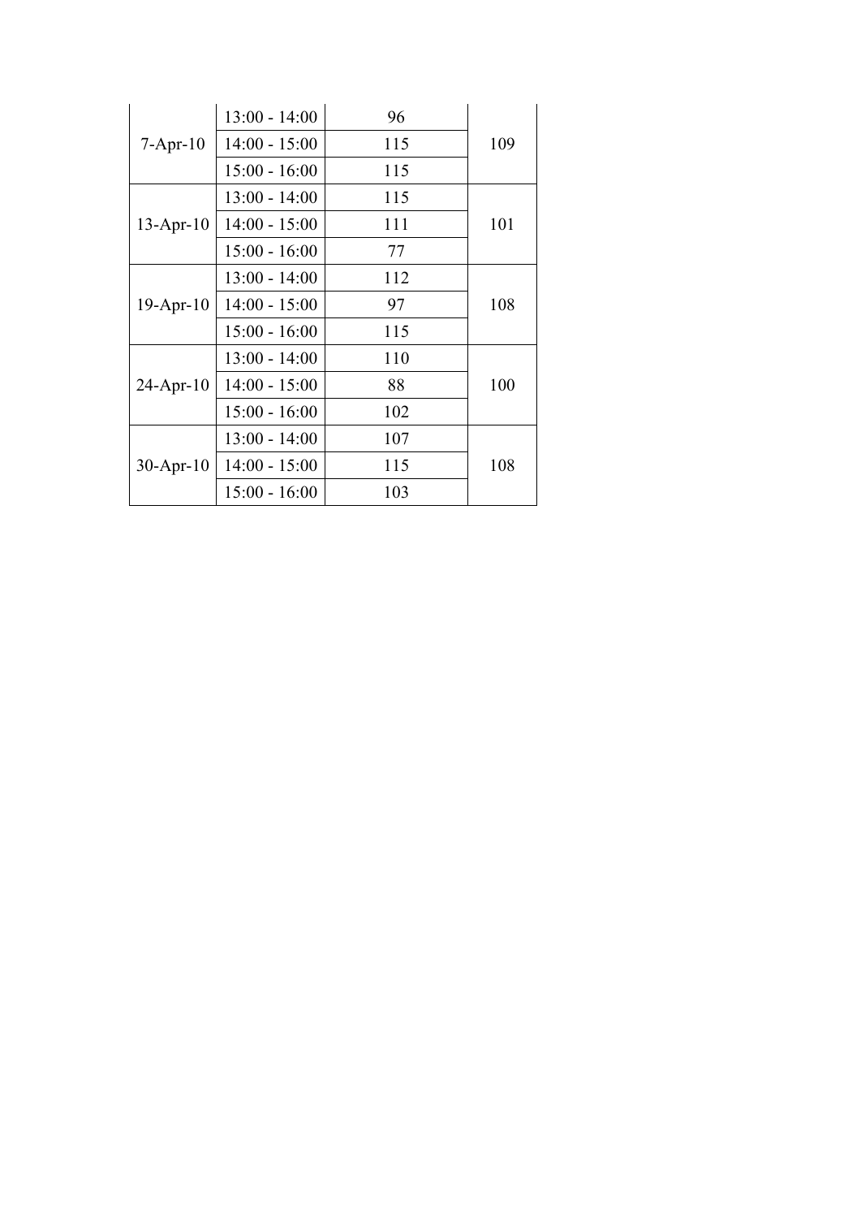| | | | |
|---|---|---|---|
| 7-Apr-10 | 13:00 - 14:00 | 96 | 109 |
| | 14:00 - 15:00 | 115 | |
| | 15:00 - 16:00 | 115 | |
| 13-Apr-10 | 13:00 - 14:00 | 115 | 101 |
| | 14:00 - 15:00 | 111 | |
| | 15:00 - 16:00 | 77 | |
| 19-Apr-10 | 13:00 - 14:00 | 112 | 108 |
| | 14:00 - 15:00 | 97 | |
| | 15:00 - 16:00 | 115 | |
| 24-Apr-10 | 13:00 - 14:00 | 110 | 100 |
| | 14:00 - 15:00 | 88 | |
| | 15:00 - 16:00 | 102 | |
| 30-Apr-10 | 13:00 - 14:00 | 107 | 108 |
| | 14:00 - 15:00 | 115 | |
| | 15:00 - 16:00 | 103 | |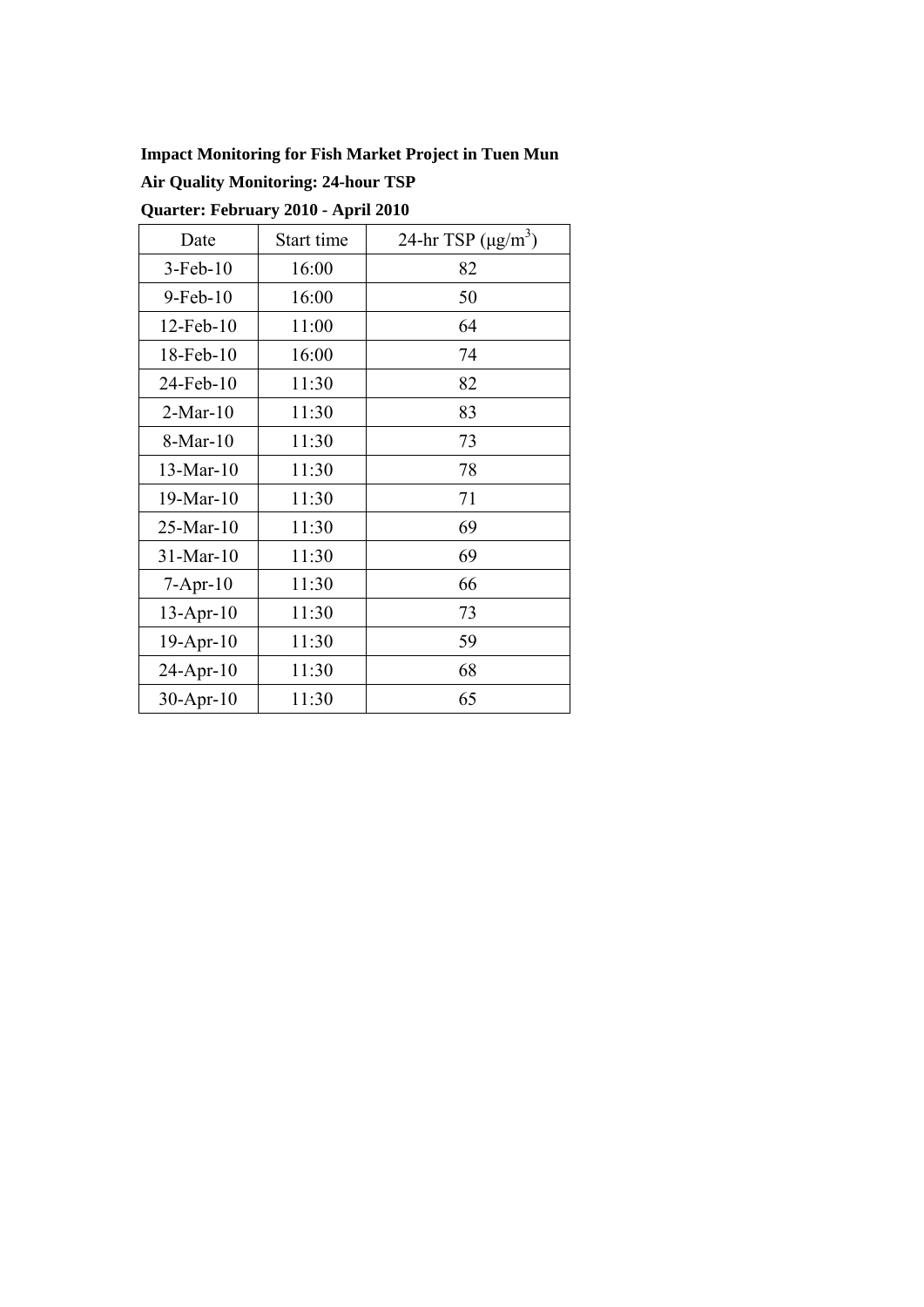**Impact Monitoring for Fish Market Project in Tuen Mun**

**Air Quality Monitoring: 24-hour TSP**

**Quarter: February 2010 - April 2010**

| Date | Start time | 24-hr TSP ($\mu g/m^3$) |
|---|---|---|
| 3-Feb-10 | 16:00 | 82 |
| 9-Feb-10 | 16:00 | 50 |
| 12-Feb-10 | 11:00 | 64 |
| 18-Feb-10 | 16:00 | 74 |
| 24-Feb-10 | 11:30 | 82 |
| 2-Mar-10 | 11:30 | 83 |
| 8-Mar-10 | 11:30 | 73 |
| 13-Mar-10 | 11:30 | 78 |
| 19-Mar-10 | 11:30 | 71 |
| 25-Mar-10 | 11:30 | 69 |
| 31-Mar-10 | 11:30 | 69 |
| 7-Apr-10 | 11:30 | 66 |
| 13-Apr-10 | 11:30 | 73 |
| 19-Apr-10 | 11:30 | 59 |
| 24-Apr-10 | 11:30 | 68 |
| 30-Apr-10 | 11:30 | 65 |